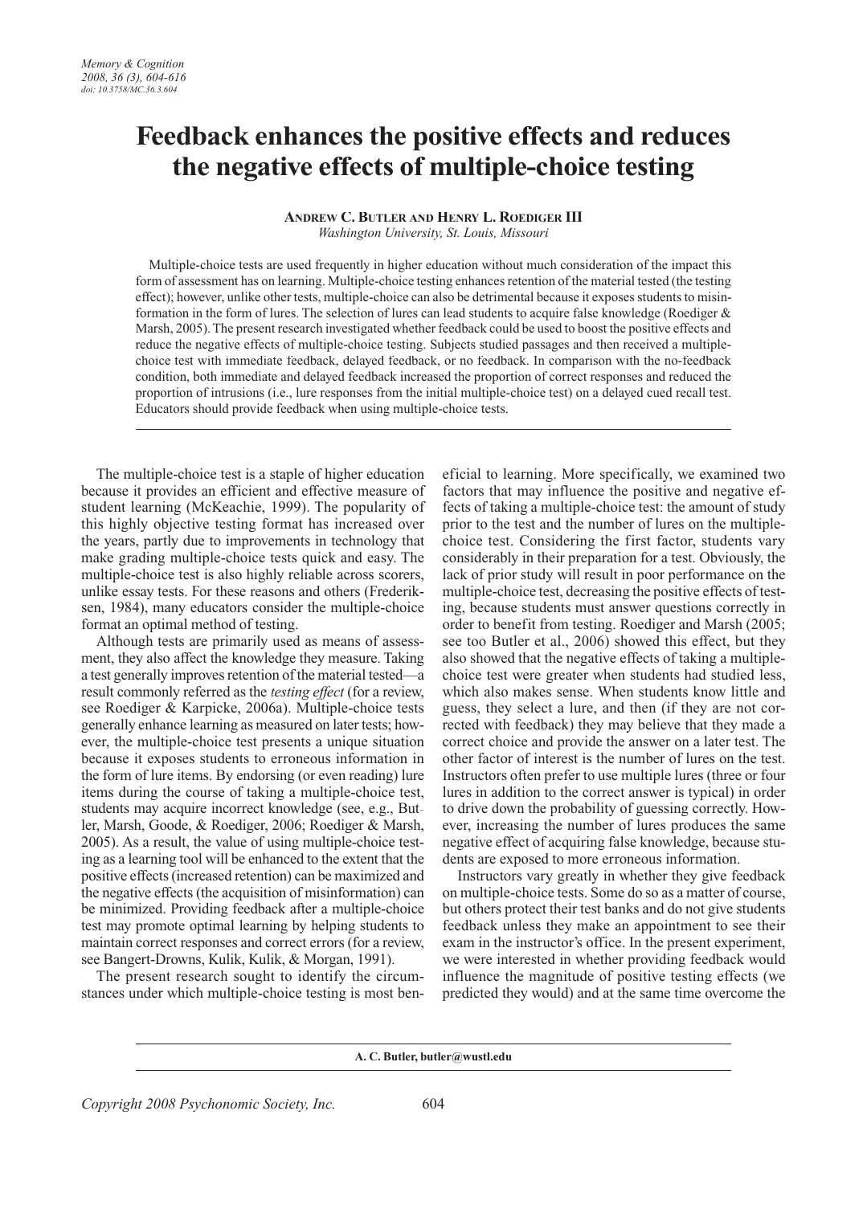# Feedback enhances the positive effects and reduces the negative effects of multiple-choice testing

**Andrew C. Butler and Henry L. Roediger III**

*Washington University, St. Louis, Missouri*

Multiple-choice tests are used frequently in higher education without much consideration of the impact this form of assessment has on learning. Multiple-choice testing enhances retention of the material tested (the testing effect); however, unlike other tests, multiple-choice can also be detrimental because it exposes students to misinformation in the form of lures. The selection of lures can lead students to acquire false knowledge (Roediger & Marsh, 2005). The present research investigated whether feedback could be used to boost the positive effects and reduce the negative effects of multiple-choice testing. Subjects studied passages and then received a multiple-choice test with immediate feedback, delayed feedback, or no feedback. In comparison with the no-feedback condition, both immediate and delayed feedback increased the proportion of correct responses and reduced the proportion of intrusions (i.e., lure responses from the initial multiple-choice test) on a delayed cued recall test. Educators should provide feedback when using multiple-choice tests.

The multiple-choice test is a staple of higher education because it provides an efficient and effective measure of student learning (McKeachie, 1999). The popularity of this highly objective testing format has increased over the years, partly due to improvements in technology that make grading multiple-choice tests quick and easy. The multiple-choice test is also highly reliable across scorers, unlike essay tests. For these reasons and others (Frederiksen, 1984), many educators consider the multiple-choice format an optimal method of testing.

Although tests are primarily used as means of assessment, they also affect the knowledge they measure. Taking a test generally improves retention of the material tested—a result commonly referred as the *testing effect* (for a review, see Roediger & Karpicke, 2006a). Multiple-choice tests generally enhance learning as measured on later tests; however, the multiple-choice test presents a unique situation because it exposes students to erroneous information in the form of lure items. By endorsing (or even reading) lure items during the course of taking a multiple-choice test, students may acquire incorrect knowledge (see, e.g., Butler, Marsh, Goode, & Roediger, 2006; Roediger & Marsh, 2005). As a result, the value of using multiple-choice testing as a learning tool will be enhanced to the extent that the positive effects (increased retention) can be maximized and the negative effects (the acquisition of misinformation) can be minimized. Providing feedback after a multiple-choice test may promote optimal learning by helping students to maintain correct responses and correct errors (for a review, see Bangert-Drowns, Kulik, Kulik, & Morgan, 1991).

The present research sought to identify the circumstances under which multiple-choice testing is most beneficial to learning. More specifically, we examined two factors that may influence the positive and negative effects of taking a multiple-choice test: the amount of study prior to the test and the number of lures on the multiple-choice test. Considering the first factor, students vary considerably in their preparation for a test. Obviously, the lack of prior study will result in poor performance on the multiple-choice test, decreasing the positive effects of testing, because students must answer questions correctly in order to benefit from testing. Roediger and Marsh (2005; see too Butler et al., 2006) showed this effect, but they also showed that the negative effects of taking a multiple-choice test were greater when students had studied less, which also makes sense. When students know little and guess, they select a lure, and then (if they are not corrected with feedback) they may believe that they made a correct choice and provide the answer on a later test. The other factor of interest is the number of lures on the test. Instructors often prefer to use multiple lures (three or four lures in addition to the correct answer is typical) in order to drive down the probability of guessing correctly. However, increasing the number of lures produces the same negative effect of acquiring false knowledge, because students are exposed to more erroneous information.

Instructors vary greatly in whether they give feedback on multiple-choice tests. Some do so as a matter of course, but others protect their test banks and do not give students feedback unless they make an appointment to see their exam in the instructor's office. In the present experiment, we were interested in whether providing feedback would influence the magnitude of positive testing effects (we predicted they would) and at the same time overcome the

A. C. Butler, butler@wustl.edu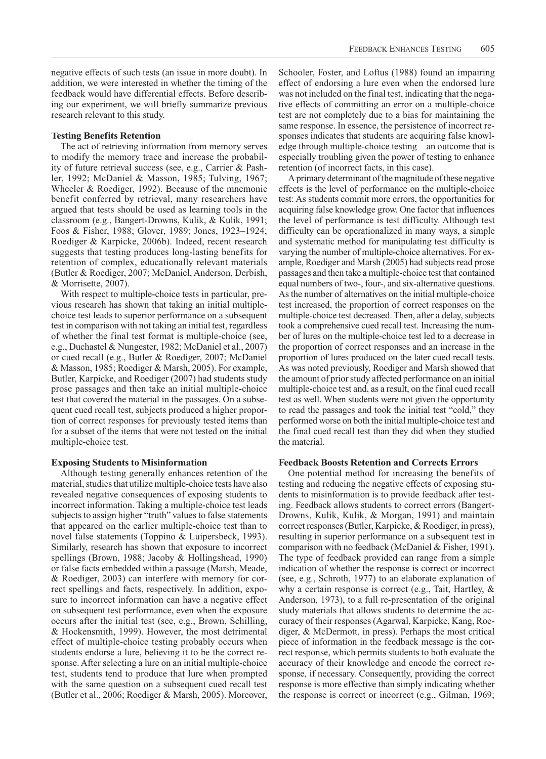negative effects of such tests (an issue in more doubt). In addition, we were interested in whether the timing of the feedback would have differential effects. Before describing our experiment, we will briefly summarize previous research relevant to this study.

### Testing Benefits Retention

The act of retrieving information from memory serves to modify the memory trace and increase the probability of future retrieval success (see, e.g., Carrier & Pashler, 1992; McDaniel & Masson, 1985; Tulving, 1967; Wheeler & Roediger, 1992). Because of the mnemonic benefit conferred by retrieval, many researchers have argued that tests should be used as learning tools in the classroom (e.g., Bangert-Drowns, Kulik, & Kulik, 1991; Foos & Fisher, 1988; Glover, 1989; Jones, 1923–1924; Roediger & Karpicke, 2006b). Indeed, recent research suggests that testing produces long-lasting benefits for retention of complex, educationally relevant materials (Butler & Roediger, 2007; McDaniel, Anderson, Derbish, & Morrisette, 2007).

With respect to multiple-choice tests in particular, previous research has shown that taking an initial multiple-choice test leads to superior performance on a subsequent test in comparison with not taking an initial test, regardless of whether the final test format is multiple-choice (see, e.g., Duchastel & Nungester, 1982; McDaniel et al., 2007) or cued recall (e.g., Butler & Roediger, 2007; McDaniel & Masson, 1985; Roediger & Marsh, 2005). For example, Butler, Karpicke, and Roediger (2007) had students study prose passages and then take an initial multiple-choice test that covered the material in the passages. On a subsequent cued recall test, subjects produced a higher proportion of correct responses for previously tested items than for a subset of the items that were not tested on the initial multiple-choice test.

### Exposing Students to Misinformation

Although testing generally enhances retention of the material, studies that utilize multiple-choice tests have also revealed negative consequences of exposing students to incorrect information. Taking a multiple-choice test leads subjects to assign higher "truth" values to false statements that appeared on the earlier multiple-choice test than to novel false statements (Toppino & Luipersbeck, 1993). Similarly, research has shown that exposure to incorrect spellings (Brown, 1988; Jacoby & Hollingshead, 1990) or false facts embedded within a passage (Marsh, Meade, & Roediger, 2003) can interfere with memory for correct spellings and facts, respectively. In addition, exposure to incorrect information can have a negative effect on subsequent test performance, even when the exposure occurs after the initial test (see, e.g., Brown, Schilling, & Hockensmith, 1999). However, the most detrimental effect of multiple-choice testing probably occurs when students endorse a lure, believing it to be the correct response. After selecting a lure on an initial multiple-choice test, students tend to produce that lure when prompted with the same question on a subsequent cued recall test (Butler et al., 2006; Roediger & Marsh, 2005). Moreover, Schooler, Foster, and Loftus (1988) found an impairing effect of endorsing a lure even when the endorsed lure was not included on the final test, indicating that the negative effects of committing an error on a multiple-choice test are not completely due to a bias for maintaining the same response. In essence, the persistence of incorrect responses indicates that students are acquiring false knowledge through multiple-choice testing—an outcome that is especially troubling given the power of testing to enhance retention (of incorrect facts, in this case).

A primary determinant of the magnitude of these negative effects is the level of performance on the multiple-choice test: As students commit more errors, the opportunities for acquiring false knowledge grow. One factor that influences the level of performance is test difficulty. Although test difficulty can be operationalized in many ways, a simple and systematic method for manipulating test difficulty is varying the number of multiple-choice alternatives. For example, Roediger and Marsh (2005) had subjects read prose passages and then take a multiple-choice test that contained equal numbers of two-, four-, and six-alternative questions. As the number of alternatives on the initial multiple-choice test increased, the proportion of correct responses on the multiple-choice test decreased. Then, after a delay, subjects took a comprehensive cued recall test. Increasing the number of lures on the multiple-choice test led to a decrease in the proportion of correct responses and an increase in the proportion of lures produced on the later cued recall tests. As was noted previously, Roediger and Marsh showed that the amount of prior study affected performance on an initial multiple-choice test and, as a result, on the final cued recall test as well. When students were not given the opportunity to read the passages and took the initial test "cold," they performed worse on both the initial multiple-choice test and the final cued recall test than they did when they studied the material.

### Feedback Boosts Retention and Corrects Errors

One potential method for increasing the benefits of testing and reducing the negative effects of exposing students to misinformation is to provide feedback after testing. Feedback allows students to correct errors (Bangert-Drowns, Kulik, Kulik, & Morgan, 1991) and maintain correct responses (Butler, Karpicke, & Roediger, in press), resulting in superior performance on a subsequent test in comparison with no feedback (McDaniel & Fisher, 1991). The type of feedback provided can range from a simple indication of whether the response is correct or incorrect (see, e.g., Schroth, 1977) to an elaborate explanation of why a certain response is correct (e.g., Tait, Hartley, & Anderson, 1973), to a full re-presentation of the original study materials that allows students to determine the accuracy of their responses (Agarwal, Karpicke, Kang, Roediger, & McDermott, in press). Perhaps the most critical piece of information in the feedback message is the correct response, which permits students to both evaluate the accuracy of their knowledge and encode the correct response, if necessary. Consequently, providing the correct response is more effective than simply indicating whether the response is correct or incorrect (e.g., Gilman, 1969;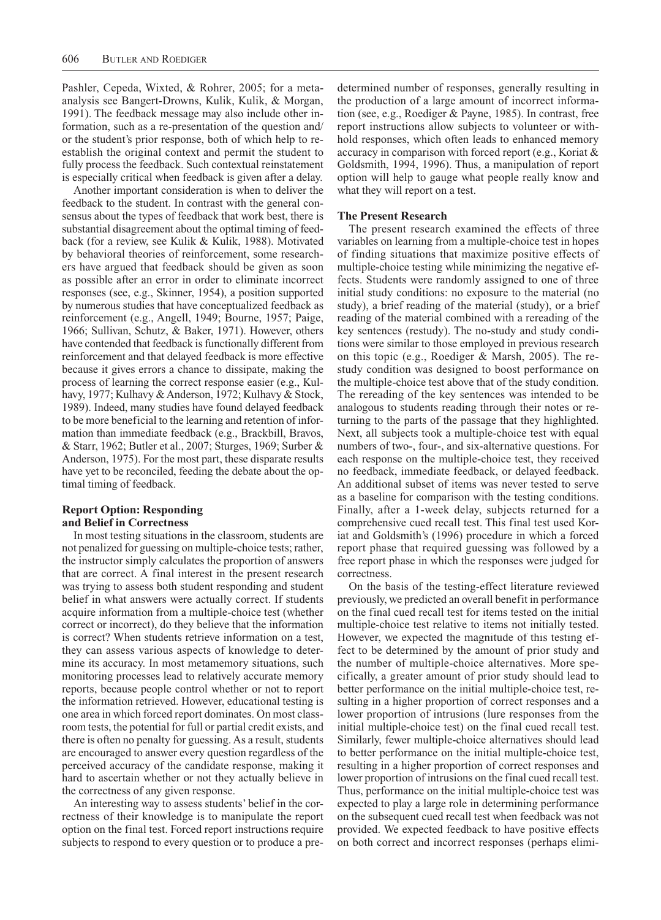Pashler, Cepeda, Wixted, & Rohrer, 2005; for a meta-analysis see Bangert-Drowns, Kulik, Kulik, & Morgan, 1991). The feedback message may also include other information, such as a re-presentation of the question and/or the student's prior response, both of which help to reestablish the original context and permit the student to fully process the feedback. Such contextual reinstatement is especially critical when feedback is given after a delay.

Another important consideration is when to deliver the feedback to the student. In contrast with the general consensus about the types of feedback that work best, there is substantial disagreement about the optimal timing of feedback (for a review, see Kulik & Kulik, 1988). Motivated by behavioral theories of reinforcement, some researchers have argued that feedback should be given as soon as possible after an error in order to eliminate incorrect responses (see, e.g., Skinner, 1954), a position supported by numerous studies that have conceptualized feedback as reinforcement (e.g., Angell, 1949; Bourne, 1957; Paige, 1966; Sullivan, Schutz, & Baker, 1971). However, others have contended that feedback is functionally different from reinforcement and that delayed feedback is more effective because it gives errors a chance to dissipate, making the process of learning the correct response easier (e.g., Kulhavy, 1977; Kulhavy & Anderson, 1972; Kulhavy & Stock, 1989). Indeed, many studies have found delayed feedback to be more beneficial to the learning and retention of information than immediate feedback (e.g., Brackbill, Bravos, & Starr, 1962; Butler et al., 2007; Sturges, 1969; Surber & Anderson, 1975). For the most part, these disparate results have yet to be reconciled, feeding the debate about the optimal timing of feedback.

### Report Option: Responding and Belief in Correctness

In most testing situations in the classroom, students are not penalized for guessing on multiple-choice tests; rather, the instructor simply calculates the proportion of answers that are correct. A final interest in the present research was trying to assess both student responding and student belief in what answers were actually correct. If students acquire information from a multiple-choice test (whether correct or incorrect), do they believe that the information is correct? When students retrieve information on a test, they can assess various aspects of knowledge to determine its accuracy. In most metamemory situations, such monitoring processes lead to relatively accurate memory reports, because people control whether or not to report the information retrieved. However, educational testing is one area in which forced report dominates. On most classroom tests, the potential for full or partial credit exists, and there is often no penalty for guessing. As a result, students are encouraged to answer every question regardless of the perceived accuracy of the candidate response, making it hard to ascertain whether or not they actually believe in the correctness of any given response.

An interesting way to assess students' belief in the correctness of their knowledge is to manipulate the report option on the final test. Forced report instructions require subjects to respond to every question or to produce a predetermined number of responses, generally resulting in the production of a large amount of incorrect information (see, e.g., Roediger & Payne, 1985). In contrast, free report instructions allow subjects to volunteer or withhold responses, which often leads to enhanced memory accuracy in comparison with forced report (e.g., Koriat & Goldsmith, 1994, 1996). Thus, a manipulation of report option will help to gauge what people really know and what they will report on a test.

### The Present Research

The present research examined the effects of three variables on learning from a multiple-choice test in hopes of finding situations that maximize positive effects of multiple-choice testing while minimizing the negative effects. Students were randomly assigned to one of three initial study conditions: no exposure to the material (no study), a brief reading of the material (study), or a brief reading of the material combined with a rereading of the key sentences (restudy). The no-study and study conditions were similar to those employed in previous research on this topic (e.g., Roediger & Marsh, 2005). The restudy condition was designed to boost performance on the multiple-choice test above that of the study condition. The rereading of the key sentences was intended to be analogous to students reading through their notes or returning to the parts of the passage that they highlighted. Next, all subjects took a multiple-choice test with equal numbers of two-, four-, and six-alternative questions. For each response on the multiple-choice test, they received no feedback, immediate feedback, or delayed feedback. An additional subset of items was never tested to serve as a baseline for comparison with the testing conditions. Finally, after a 1-week delay, subjects returned for a comprehensive cued recall test. This final test used Koriat and Goldsmith's (1996) procedure in which a forced report phase that required guessing was followed by a free report phase in which the responses were judged for correctness.

On the basis of the testing-effect literature reviewed previously, we predicted an overall benefit in performance on the final cued recall test for items tested on the initial multiple-choice test relative to items not initially tested. However, we expected the magnitude of this testing effect to be determined by the amount of prior study and the number of multiple-choice alternatives. More specifically, a greater amount of prior study should lead to better performance on the initial multiple-choice test, resulting in a higher proportion of correct responses and a lower proportion of intrusions (lure responses from the initial multiple-choice test) on the final cued recall test. Similarly, fewer multiple-choice alternatives should lead to better performance on the initial multiple-choice test, resulting in a higher proportion of correct responses and lower proportion of intrusions on the final cued recall test. Thus, performance on the initial multiple-choice test was expected to play a large role in determining performance on the subsequent cued recall test when feedback was not provided. We expected feedback to have positive effects on both correct and incorrect responses (perhaps elimi-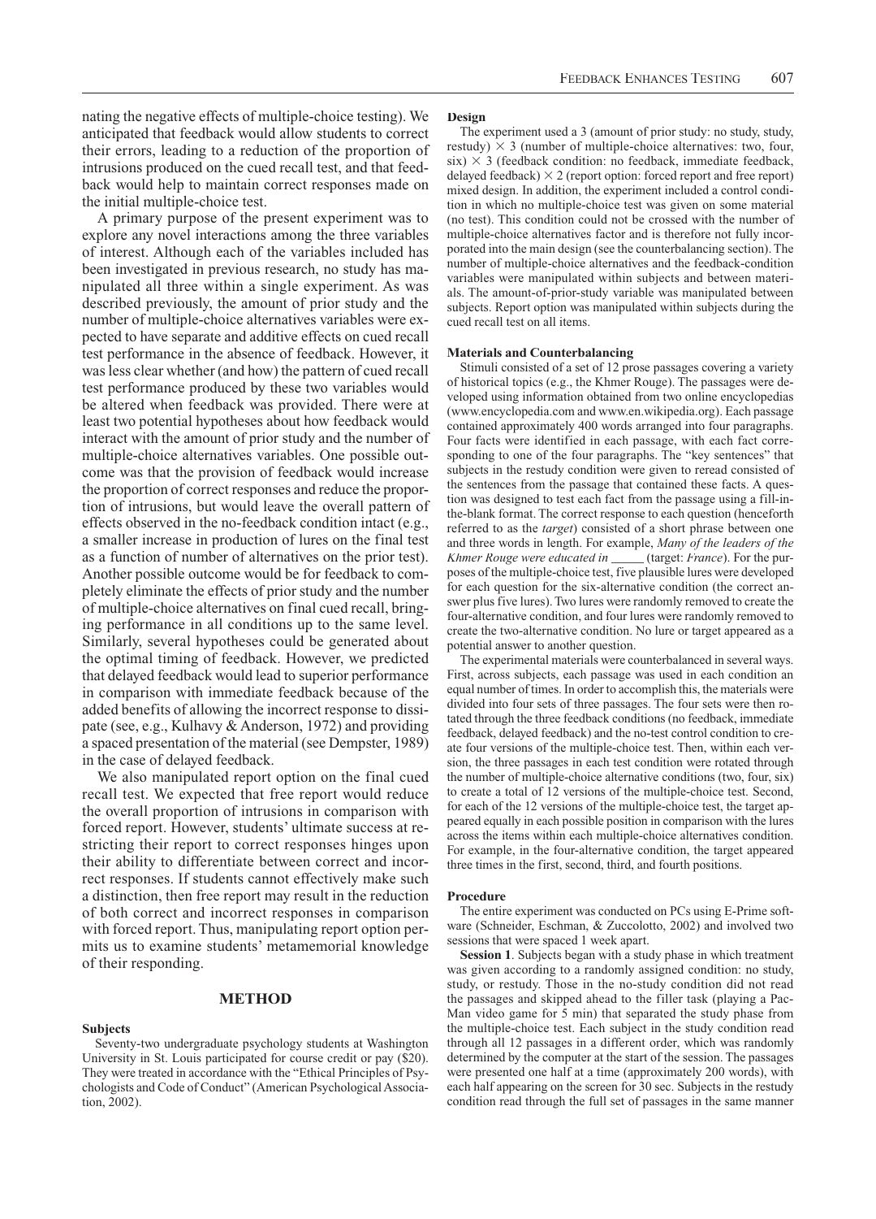nating the negative effects of multiple-choice testing). We anticipated that feedback would allow students to correct their errors, leading to a reduction of the proportion of intrusions produced on the cued recall test, and that feedback would help to maintain correct responses made on the initial multiple-choice test.

A primary purpose of the present experiment was to explore any novel interactions among the three variables of interest. Although each of the variables included has been investigated in previous research, no study has manipulated all three within a single experiment. As was described previously, the amount of prior study and the number of multiple-choice alternatives variables were expected to have separate and additive effects on cued recall test performance in the absence of feedback. However, it was less clear whether (and how) the pattern of cued recall test performance produced by these two variables would be altered when feedback was provided. There were at least two potential hypotheses about how feedback would interact with the amount of prior study and the number of multiple-choice alternatives variables. One possible outcome was that the provision of feedback would increase the proportion of correct responses and reduce the proportion of intrusions, but would leave the overall pattern of effects observed in the no-feedback condition intact (e.g., a smaller increase in production of lures on the final test as a function of number of alternatives on the prior test). Another possible outcome would be for feedback to completely eliminate the effects of prior study and the number of multiple-choice alternatives on final cued recall, bringing performance in all conditions up to the same level. Similarly, several hypotheses could be generated about the optimal timing of feedback. However, we predicted that delayed feedback would lead to superior performance in comparison with immediate feedback because of the added benefits of allowing the incorrect response to dissipate (see, e.g., Kulhavy & Anderson, 1972) and providing a spaced presentation of the material (see Dempster, 1989) in the case of delayed feedback.

We also manipulated report option on the final cued recall test. We expected that free report would reduce the overall proportion of intrusions in comparison with forced report. However, students' ultimate success at restricting their report to correct responses hinges upon their ability to differentiate between correct and incorrect responses. If students cannot effectively make such a distinction, then free report may result in the reduction of both correct and incorrect responses in comparison with forced report. Thus, manipulating report option permits us to examine students' metamemorial knowledge of their responding.

## METHOD

### Subjects

Seventy-two undergraduate psychology students at Washington University in St. Louis participated for course credit or pay ($20). They were treated in accordance with the "Ethical Principles of Psychologists and Code of Conduct" (American Psychological Association, 2002).

### Design

The experiment used a 3 (amount of prior study: no study, study, restudy) × 3 (number of multiple-choice alternatives: two, four, six) × 3 (feedback condition: no feedback, immediate feedback, delayed feedback) × 2 (report option: forced report and free report) mixed design. In addition, the experiment included a control condition in which no multiple-choice test was given on some material (no test). This condition could not be crossed with the number of multiple-choice alternatives factor and is therefore not fully incorporated into the main design (see the counterbalancing section). The number of multiple-choice alternatives and the feedback-condition variables were manipulated within subjects and between materials. The amount-of-prior-study variable was manipulated between subjects. Report option was manipulated within subjects during the cued recall test on all items.

### Materials and Counterbalancing

Stimuli consisted of a set of 12 prose passages covering a variety of historical topics (e.g., the Khmer Rouge). The passages were developed using information obtained from two online encyclopedias (www.encyclopedia.com and www.en.wikipedia.org). Each passage contained approximately 400 words arranged into four paragraphs. Four facts were identified in each passage, with each fact corresponding to one of the four paragraphs. The "key sentences" that subjects in the restudy condition were given to reread consisted of the sentences from the passage that contained these facts. A question was designed to test each fact from the passage using a fill-in-the-blank format. The correct response to each question (henceforth referred to as the *target*) consisted of a short phrase between one and three words in length. For example, *Many of the leaders of the Khmer Rouge were educated in _____* (target: *France*). For the purposes of the multiple-choice test, five plausible lures were developed for each question for the six-alternative condition (the correct answer plus five lures). Two lures were randomly removed to create the four-alternative condition, and four lures were randomly removed to create the two-alternative condition. No lure or target appeared as a potential answer to another question.

The experimental materials were counterbalanced in several ways. First, across subjects, each passage was used in each condition an equal number of times. In order to accomplish this, the materials were divided into four sets of three passages. The four sets were then rotated through the three feedback conditions (no feedback, immediate feedback, delayed feedback) and the no-test control condition to create four versions of the multiple-choice test. Then, within each version, the three passages in each test condition were rotated through the number of multiple-choice alternative conditions (two, four, six) to create a total of 12 versions of the multiple-choice test. Second, for each of the 12 versions of the multiple-choice test, the target appeared equally in each possible position in comparison with the lures across the items within each multiple-choice alternatives condition. For example, in the four-alternative condition, the target appeared three times in the first, second, third, and fourth positions.

### Procedure

The entire experiment was conducted on PCs using E-Prime software (Schneider, Eschman, & Zuccolotto, 2002) and involved two sessions that were spaced 1 week apart.

**Session 1**. Subjects began with a study phase in which treatment was given according to a randomly assigned condition: no study, study, or restudy. Those in the no-study condition did not read the passages and skipped ahead to the filler task (playing a Pac-Man video game for 5 min) that separated the study phase from the multiple-choice test. Each subject in the study condition read through all 12 passages in a different order, which was randomly determined by the computer at the start of the session. The passages were presented one half at a time (approximately 200 words), with each half appearing on the screen for 30 sec. Subjects in the restudy condition read through the full set of passages in the same manner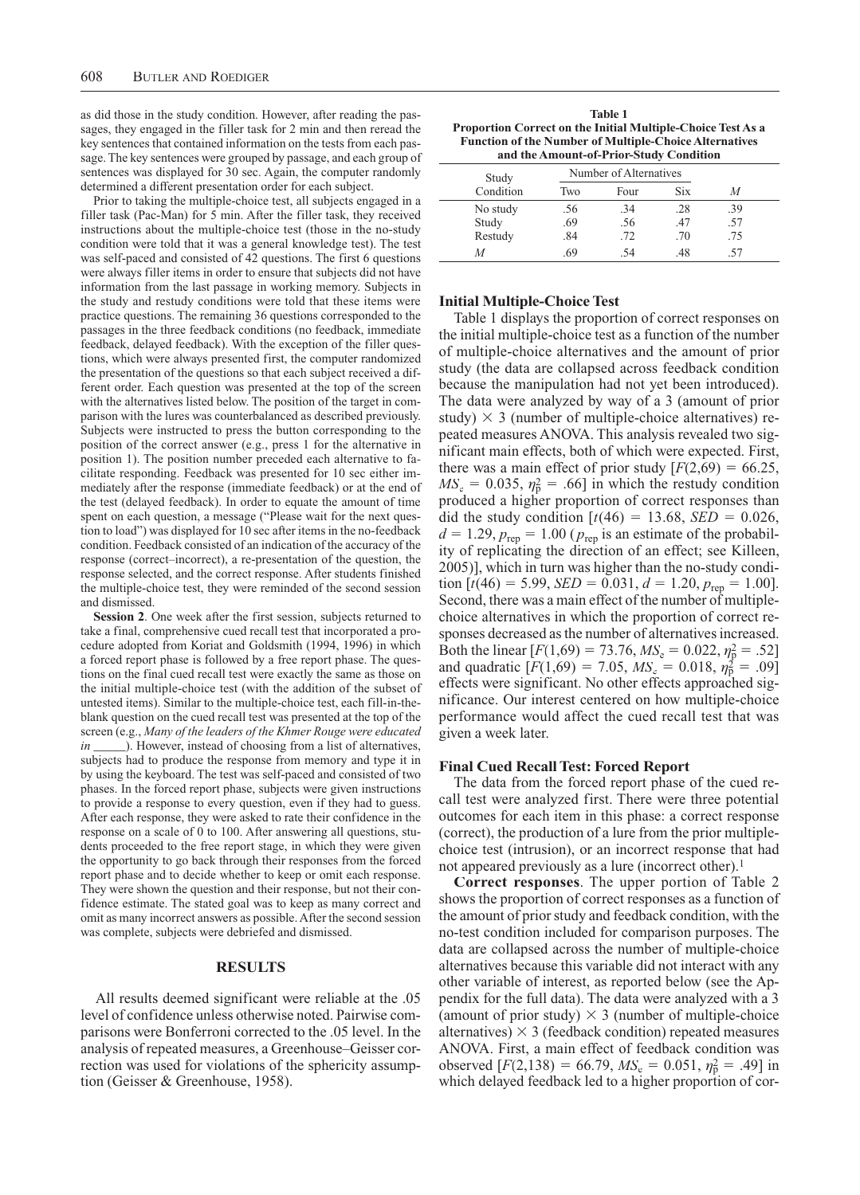as did those in the study condition. However, after reading the passages, they engaged in the filler task for 2 min and then reread the key sentences that contained information on the tests from each passage. The key sentences were grouped by passage, and each group of sentences was displayed for 30 sec. Again, the computer randomly determined a different presentation order for each subject.

Prior to taking the multiple-choice test, all subjects engaged in a filler task (Pac-Man) for 5 min. After the filler task, they received instructions about the multiple-choice test (those in the no-study condition were told that it was a general knowledge test). The test was self-paced and consisted of 42 questions. The first 6 questions were always filler items in order to ensure that subjects did not have information from the last passage in working memory. Subjects in the study and restudy conditions were told that these items were practice questions. The remaining 36 questions corresponded to the passages in the three feedback conditions (no feedback, immediate feedback, delayed feedback). With the exception of the filler questions, which were always presented first, the computer randomized the presentation of the questions so that each subject received a different order. Each question was presented at the top of the screen with the alternatives listed below. The position of the target in comparison with the lures was counterbalanced as described previously. Subjects were instructed to press the button corresponding to the position of the correct answer (e.g., press 1 for the alternative in position 1). The position number preceded each alternative to facilitate responding. Feedback was presented for 10 sec either immediately after the response (immediate feedback) or at the end of the test (delayed feedback). In order to equate the amount of time spent on each question, a message ("Please wait for the next question to load") was displayed for 10 sec after items in the no-feedback condition. Feedback consisted of an indication of the accuracy of the response (correct–incorrect), a re-presentation of the question, the response selected, and the correct response. After students finished the multiple-choice test, they were reminded of the second session and dismissed.

**Session 2**. One week after the first session, subjects returned to take a final, comprehensive cued recall test that incorporated a procedure adopted from Koriat and Goldsmith (1994, 1996) in which a forced report phase is followed by a free report phase. The questions on the final cued recall test were exactly the same as those on the initial multiple-choice test (with the addition of the subset of untested items). Similar to the multiple-choice test, each fill-in-the-blank question on the cued recall test was presented at the top of the screen (e.g., *Many of the leaders of the Khmer Rouge were educated in \_\_\_\_\_*). However, instead of choosing from a list of alternatives, subjects had to produce the response from memory and type it in by using the keyboard. The test was self-paced and consisted of two phases. In the forced report phase, subjects were given instructions to provide a response to every question, even if they had to guess. After each response, they were asked to rate their confidence in the response on a scale of 0 to 100. After answering all questions, students proceeded to the free report stage, in which they were given the opportunity to go back through their responses from the forced report phase and to decide whether to keep or omit each response. They were shown the question and their response, but not their confidence estimate. The stated goal was to keep as many correct and omit as many incorrect answers as possible. After the second session was complete, subjects were debriefed and dismissed.

## RESULTS

All results deemed significant were reliable at the .05 level of confidence unless otherwise noted. Pairwise comparisons were Bonferroni corrected to the .05 level. In the analysis of repeated measures, a Greenhouse–Geisser correction was used for violations of the sphericity assumption (Geisser & Greenhouse, 1958).

**Table 1**
**Proportion Correct on the Initial Multiple-Choice Test As a Function of the Number of Multiple-Choice Alternatives and the Amount-of-Prior-Study Condition**

| Study Condition | Number of Alternatives | | | |
|---|---|---|---|---|
| | Two | Four | Six | *M* |
| No study | .56 | .34 | .28 | .39 |
| Study | .69 | .56 | .47 | .57 |
| Restudy | .84 | .72 | .70 | .75 |
| *M* | .69 | .54 | .48 | .57 |

### Initial Multiple-Choice Test

Table 1 displays the proportion of correct responses on the initial multiple-choice test as a function of the number of multiple-choice alternatives and the amount of prior study (the data are collapsed across feedback condition because the manipulation had not yet been introduced). The data were analyzed by way of a 3 (amount of prior study) $\times$ 3 (number of multiple-choice alternatives) repeated measures ANOVA. This analysis revealed two significant main effects, both of which were expected. First, there was a main effect of prior study [$F(2,69) = 66.25$, $MS_e = 0.035$, $\eta_p^2 = .66$] in which the restudy condition produced a higher proportion of correct responses than did the study condition [$t(46) = 13.68$, $SED = 0.026$, $d = 1.29$, $p_{rep} = 1.00$ ($p_{rep}$ is an estimate of the probability of replicating the direction of an effect; see Killeen, 2005)], which in turn was higher than the no-study condition [$t(46) = 5.99$, $SED = 0.031$, $d = 1.20$, $p_{rep} = 1.00$]. Second, there was a main effect of the number of multiple-choice alternatives in which the proportion of correct responses decreased as the number of alternatives increased. Both the linear [$F(1,69) = 73.76$, $MS_e = 0.022$, $\eta_p^2 = .52$] and quadratic [$F(1,69) = 7.05$, $MS_e = 0.018$, $\eta_p^2 = .09$] effects were significant. No other effects approached significance. Our interest centered on how multiple-choice performance would affect the cued recall test that was given a week later.

### Final Cued Recall Test: Forced Report

The data from the forced report phase of the cued recall test were analyzed first. There were three potential outcomes for each item in this phase: a correct response (correct), the production of a lure from the prior multiple-choice test (intrusion), or an incorrect response that had not appeared previously as a lure (incorrect other).[1]

**Correct responses**. The upper portion of Table 2 shows the proportion of correct responses as a function of the amount of prior study and feedback condition, with the no-test condition included for comparison purposes. The data are collapsed across the number of multiple-choice alternatives because this variable did not interact with any other variable of interest, as reported below (see the Appendix for the full data). The data were analyzed with a 3 (amount of prior study) $\times$ 3 (number of multiple-choice alternatives) $\times$ 3 (feedback condition) repeated measures ANOVA. First, a main effect of feedback condition was observed [$F(2,138) = 66.79$, $MS_e = 0.051$, $\eta_p^2 = .49$] in which delayed feedback led to a higher proportion of cor-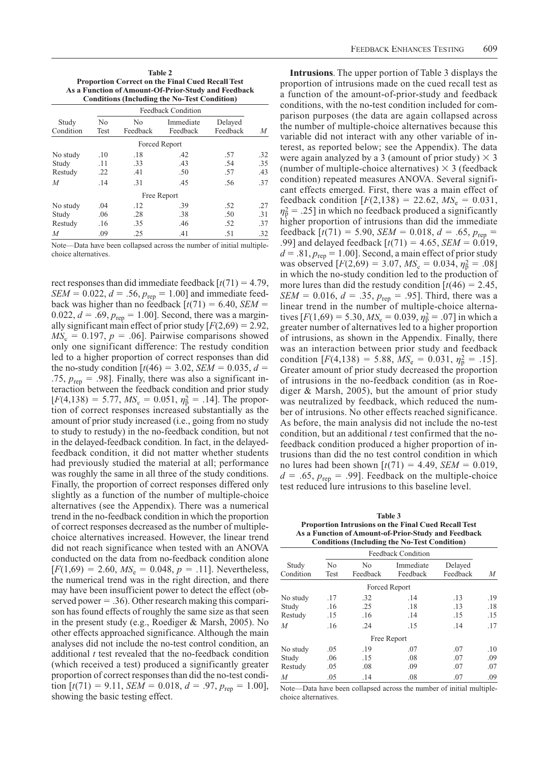**Table 2**
**Proportion Correct on the Final Cued Recall Test As a Function of Amount-Of-Prior-Study and Feedback Conditions (Including the No-Test Condition)**

| Study Condition | Feedback Condition | | | | |
|---|---|---|---|---|---|
| | No Test | No Feedback | Immediate Feedback | Delayed Feedback | *M* |
| | | Forced Report | | | |
| No study | .10 | .18 | .42 | .57 | .32 |
| Study | .11 | .33 | .43 | .54 | .35 |
| Restudy | .22 | .41 | .50 | .57 | .43 |
| *M* | .14 | .31 | .45 | .56 | .37 |
| | | Free Report | | | |
| No study | .04 | .12 | .39 | .52 | .27 |
| Study | .06 | .28 | .38 | .50 | .31 |
| Restudy | .16 | .35 | .46 | .52 | .37 |
| *M* | .09 | .25 | .41 | .51 | .32 |

Note—Data have been collapsed across the number of initial multiple-choice alternatives.

rect responses than did immediate feedback [$t(71) = 4.79$, $SEM = 0.022$, $d = .56$, $p_{rep} = 1.00$] and immediate feedback was higher than no feedback [$t(71) = 6.40$, $SEM = 0.022$, $d = .69$, $p_{rep} = 1.00$]. Second, there was a marginally significant main effect of prior study [$F(2,69) = 2.92$, $MS_e = 0.197$, $p = .06$]. Pairwise comparisons showed only one significant difference: The restudy condition led to a higher proportion of correct responses than did the no-study condition [$t(46) = 3.02$, $SEM = 0.035$, $d = .75$, $p_{rep} = .98$]. Finally, there was also a significant interaction between the feedback condition and prior study [$F(4,138) = 5.77$, $MS_e = 0.051$, $\eta_p^2 = .14$]. The proportion of correct responses increased substantially as the amount of prior study increased (i.e., going from no study to study to restudy) in the no-feedback condition, but not in the delayed-feedback condition. In fact, in the delayed-feedback condition, it did not matter whether students had previously studied the material at all; performance was roughly the same in all three of the study conditions. Finally, the proportion of correct responses differed only slightly as a function of the number of multiple-choice alternatives (see the Appendix). There was a numerical trend in the no-feedback condition in which the proportion of correct responses decreased as the number of multiple-choice alternatives increased. However, the linear trend did not reach significance when tested with an ANOVA conducted on the data from no-feedback condition alone [$F(1,69) = 2.60$, $MS_e = 0.048$, $p = .11$]. Nevertheless, the numerical trend was in the right direction, and there may have been insufficient power to detect the effect (observed power = .36). Other research making this comparison has found effects of roughly the same size as that seen in the present study (e.g., Roediger & Marsh, 2005). No other effects approached significance. Although the main analyses did not include the no-test control condition, an additional *t* test revealed that the no-feedback condition (which received a test) produced a significantly greater proportion of correct responses than did the no-test condition [$t(71) = 9.11$, $SEM = 0.018$, $d = .97$, $p_{rep} = 1.00$], showing the basic testing effect.

**Intrusions**. The upper portion of Table 3 displays the proportion of intrusions made on the cued recall test as a function of the amount-of-prior-study and feedback conditions, with the no-test condition included for comparison purposes (the data are again collapsed across the number of multiple-choice alternatives because this variable did not interact with any other variable of interest, as reported below; see the Appendix). The data were again analyzed by a 3 (amount of prior study) × 3 (number of multiple-choice alternatives) × 3 (feedback condition) repeated measures ANOVA. Several significant effects emerged. First, there was a main effect of feedback condition [$F(2,138) = 22.62$, $MS_e = 0.031$, $\eta_p^2 = .25$] in which no feedback produced a significantly higher proportion of intrusions than did the immediate feedback [$t(71) = 5.90$, $SEM = 0.018$, $d = .65$, $p_{rep} = .99$] and delayed feedback [$t(71) = 4.65$, $SEM = 0.019$, $d = .81$, $p_{rep} = 1.00$]. Second, a main effect of prior study was observed [$F(2,69) = 3.07$, $MS_e = 0.034$, $\eta_p^2 = .08$] in which the no-study condition led to the production of more lures than did the restudy condition [$t(46) = 2.45$, $SEM = 0.016$, $d = .35$, $p_{rep} = .95$]. Third, there was a linear trend in the number of multiple-choice alternatives [$F(1,69) = 5.30$, $MS_e = 0.039$, $\eta_p^2 = .07$] in which a greater number of alternatives led to a higher proportion of intrusions, as shown in the Appendix. Finally, there was an interaction between prior study and feedback condition [$F(4,138) = 5.88$, $MS_e = 0.031$, $\eta_p^2 = .15$]. Greater amount of prior study decreased the proportion of intrusions in the no-feedback condition (as in Roediger & Marsh, 2005), but the amount of prior study was neutralized by feedback, which reduced the number of intrusions. No other effects reached significance. As before, the main analysis did not include the no-test condition, but an additional *t* test confirmed that the no-feedback condition produced a higher proportion of intrusions than did the no test control condition in which no lures had been shown [$t(71) = 4.49$, $SEM = 0.019$, $d = .65$, $p_{rep} = .99$]. Feedback on the multiple-choice test reduced lure intrusions to this baseline level.

**Table 3**
**Proportion Intrusions on the Final Cued Recall Test As a Function of Amount-of-Prior-Study and Feedback Conditions (Including the No-Test Condition)**

| Study Condition | Feedback Condition | | | | |
|---|---|---|---|---|---|
| | No Test | No Feedback | Immediate Feedback | Delayed Feedback | *M* |
| | | Forced Report | | | |
| No study | .17 | .32 | .14 | .13 | .19 |
| Study | .16 | .25 | .18 | .13 | .18 |
| Restudy | .15 | .16 | .14 | .15 | .15 |
| *M* | .16 | .24 | .15 | .14 | .17 |
| | | Free Report | | | |
| No study | .05 | .19 | .07 | .07 | .10 |
| Study | .06 | .15 | .08 | .07 | .09 |
| Restudy | .05 | .08 | .09 | .07 | .07 |
| *M* | .05 | .14 | .08 | .07 | .09 |

Note—Data have been collapsed across the number of initial multiple-choice alternatives.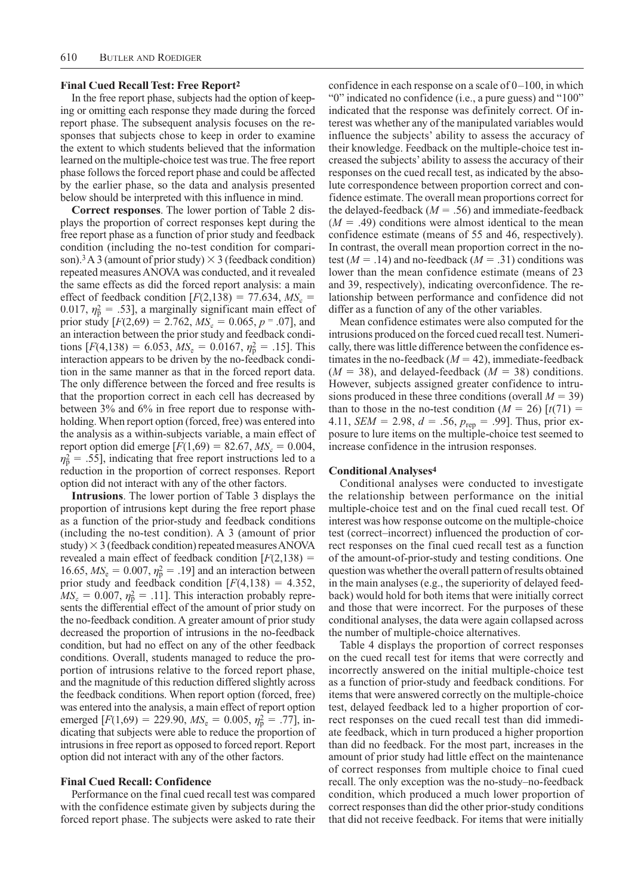### Final Cued Recall Test: Free Report[2]

In the free report phase, subjects had the option of keeping or omitting each response they made during the forced report phase. The subsequent analysis focuses on the responses that subjects chose to keep in order to examine the extent to which students believed that the information learned on the multiple-choice test was true. The free report phase follows the forced report phase and could be affected by the earlier phase, so the data and analysis presented below should be interpreted with this influence in mind.

**Correct responses**. The lower portion of Table 2 displays the proportion of correct responses kept during the free report phase as a function of prior study and feedback condition (including the no-test condition for comparison).[3] A 3 (amount of prior study) × 3 (feedback condition) repeated measures ANOVA was conducted, and it revealed the same effects as did the forced report analysis: a main effect of feedback condition [$F(2,138) = 77.634$, $MS_e = 0.017$, $\eta_p^2 = .53$], a marginally significant main effect of prior study [$F(2,69) = 2.762$, $MS_e = 0.065$, $p = .07$], and an interaction between the prior study and feedback conditions [$F(4,138) = 6.053$, $MS_e = 0.0167$, $\eta_p^2 = .15$]. This interaction appears to be driven by the no-feedback condition in the same manner as that in the forced report data. The only difference between the forced and free results is that the proportion correct in each cell has decreased by between 3% and 6% in free report due to response withholding. When report option (forced, free) was entered into the analysis as a within-subjects variable, a main effect of report option did emerge [$F(1,69) = 82.67$, $MS_e = 0.004$, $\eta_p^2 = .55$], indicating that free report instructions led to a reduction in the proportion of correct responses. Report option did not interact with any of the other factors.

**Intrusions**. The lower portion of Table 3 displays the proportion of intrusions kept during the free report phase as a function of the prior-study and feedback conditions (including the no-test condition). A 3 (amount of prior study) × 3 (feedback condition) repeated measures ANOVA revealed a main effect of feedback condition [$F(2,138) = 16.65$, $MS_e = 0.007$, $\eta_p^2 = .19$] and an interaction between prior study and feedback condition [$F(4,138) = 4.352$, $MS_e = 0.007$, $\eta_p^2 = .11$]. This interaction probably represents the differential effect of the amount of prior study on the no-feedback condition. A greater amount of prior study decreased the proportion of intrusions in the no-feedback condition, but had no effect on any of the other feedback conditions. Overall, students managed to reduce the proportion of intrusions relative to the forced report phase, and the magnitude of this reduction differed slightly across the feedback conditions. When report option (forced, free) was entered into the analysis, a main effect of report option emerged [$F(1,69) = 229.90$, $MS_e = 0.005$, $\eta_p^2 = .77$], indicating that subjects were able to reduce the proportion of intrusions in free report as opposed to forced report. Report option did not interact with any of the other factors.

### Final Cued Recall: Confidence

Performance on the final cued recall test was compared with the confidence estimate given by subjects during the forced report phase. The subjects were asked to rate their confidence in each response on a scale of 0–100, in which "0" indicated no confidence (i.e., a pure guess) and "100" indicated that the response was definitely correct. Of interest was whether any of the manipulated variables would influence the subjects' ability to assess the accuracy of their knowledge. Feedback on the multiple-choice test increased the subjects' ability to assess the accuracy of their responses on the cued recall test, as indicated by the absolute correspondence between proportion correct and confidence estimate. The overall mean proportions correct for the delayed-feedback ($M = .56$) and immediate-feedback ($M = .49$) conditions were almost identical to the mean confidence estimate (means of 55 and 46, respectively). In contrast, the overall mean proportion correct in the no-test ($M = .14$) and no-feedback ($M = .31$) conditions was lower than the mean confidence estimate (means of 23 and 39, respectively), indicating overconfidence. The relationship between performance and confidence did not differ as a function of any of the other variables.

Mean confidence estimates were also computed for the intrusions produced on the forced cued recall test. Numerically, there was little difference between the confidence estimates in the no-feedback ($M = 42$), immediate-feedback ($M = 38$), and delayed-feedback ($M = 38$) conditions. However, subjects assigned greater confidence to intrusions produced in these three conditions (overall $M = 39$) than to those in the no-test condition ($M = 26$) [$t(71) = 4.11$, $SEM = 2.98$, $d = .56$, $p_{\text{rep}} = .99$]. Thus, prior exposure to lure items on the multiple-choice test seemed to increase confidence in the intrusion responses.

### Conditional Analyses[4]

Conditional analyses were conducted to investigate the relationship between performance on the initial multiple-choice test and on the final cued recall test. Of interest was how response outcome on the multiple-choice test (correct–incorrect) influenced the production of correct responses on the final cued recall test as a function of the amount-of-prior-study and testing conditions. One question was whether the overall pattern of results obtained in the main analyses (e.g., the superiority of delayed feedback) would hold for both items that were initially correct and those that were incorrect. For the purposes of these conditional analyses, the data were again collapsed across the number of multiple-choice alternatives.

Table 4 displays the proportion of correct responses on the cued recall test for items that were correctly and incorrectly answered on the initial multiple-choice test as a function of prior-study and feedback conditions. For items that were answered correctly on the multiple-choice test, delayed feedback led to a higher proportion of correct responses on the cued recall test than did immediate feedback, which in turn produced a higher proportion than did no feedback. For the most part, increases in the amount of prior study had little effect on the maintenance of correct responses from multiple choice to final cued recall. The only exception was the no-study–no-feedback condition, which produced a much lower proportion of correct responses than did the other prior-study conditions that did not receive feedback. For items that were initially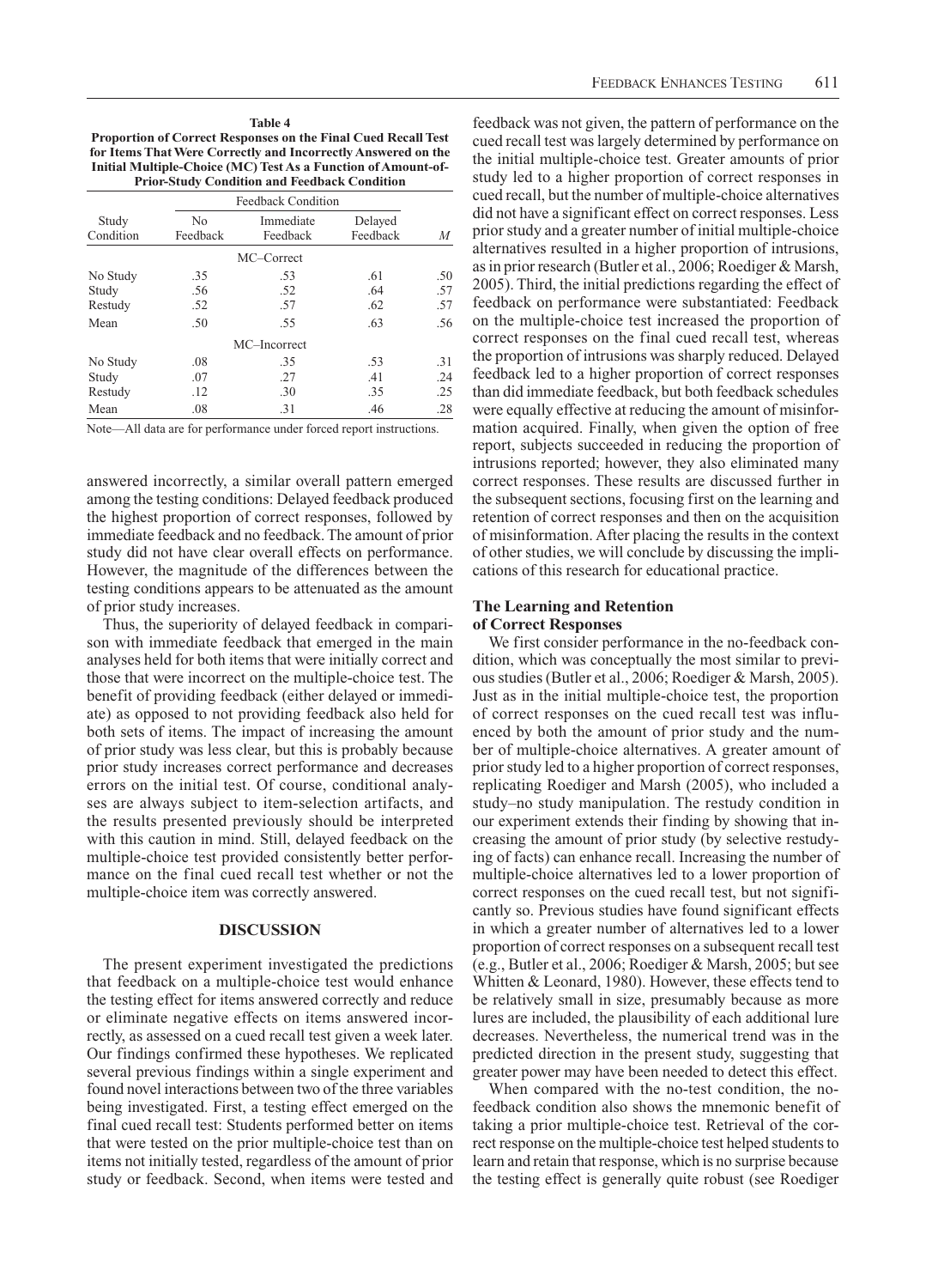**Table 4**
**Proportion of Correct Responses on the Final Cued Recall Test for Items That Were Correctly and Incorrectly Answered on the Initial Multiple-Choice (MC) Test As a Function of Amount-of-Prior-Study Condition and Feedback Condition**

| Study Condition | Feedback Condition | | | |
|---|---|---|---|---|
| | No Feedback | Immediate Feedback | Delayed Feedback | *M* |
| | | MC–Correct | | |
| No Study | .35 | .53 | .61 | .50 |
| Study | .56 | .52 | .64 | .57 |
| Restudy | .52 | .57 | .62 | .57 |
| Mean | .50 | .55 | .63 | .56 |
| | | MC–Incorrect | | |
| No Study | .08 | .35 | .53 | .31 |
| Study | .07 | .27 | .41 | .24 |
| Restudy | .12 | .30 | .35 | .25 |
| Mean | .08 | .31 | .46 | .28 |

Note—All data are for performance under forced report instructions.

answered incorrectly, a similar overall pattern emerged among the testing conditions: Delayed feedback produced the highest proportion of correct responses, followed by immediate feedback and no feedback. The amount of prior study did not have clear overall effects on performance. However, the magnitude of the differences between the testing conditions appears to be attenuated as the amount of prior study increases.

Thus, the superiority of delayed feedback in comparison with immediate feedback that emerged in the main analyses held for both items that were initially correct and those that were incorrect on the multiple-choice test. The benefit of providing feedback (either delayed or immediate) as opposed to not providing feedback also held for both sets of items. The impact of increasing the amount of prior study was less clear, but this is probably because prior study increases correct performance and decreases errors on the initial test. Of course, conditional analyses are always subject to item-selection artifacts, and the results presented previously should be interpreted with this caution in mind. Still, delayed feedback on the multiple-choice test provided consistently better performance on the final cued recall test whether or not the multiple-choice item was correctly answered.

## DISCUSSION

The present experiment investigated the predictions that feedback on a multiple-choice test would enhance the testing effect for items answered correctly and reduce or eliminate negative effects on items answered incorrectly, as assessed on a cued recall test given a week later. Our findings confirmed these hypotheses. We replicated several previous findings within a single experiment and found novel interactions between two of the three variables being investigated. First, a testing effect emerged on the final cued recall test: Students performed better on items that were tested on the prior multiple-choice test than on items not initially tested, regardless of the amount of prior study or feedback. Second, when items were tested and feedback was not given, the pattern of performance on the cued recall test was largely determined by performance on the initial multiple-choice test. Greater amounts of prior study led to a higher proportion of correct responses in cued recall, but the number of multiple-choice alternatives did not have a significant effect on correct responses. Less prior study and a greater number of initial multiple-choice alternatives resulted in a higher proportion of intrusions, as in prior research (Butler et al., 2006; Roediger & Marsh, 2005). Third, the initial predictions regarding the effect of feedback on performance were substantiated: Feedback on the multiple-choice test increased the proportion of correct responses on the final cued recall test, whereas the proportion of intrusions was sharply reduced. Delayed feedback led to a higher proportion of correct responses than did immediate feedback, but both feedback schedules were equally effective at reducing the amount of misinformation acquired. Finally, when given the option of free report, subjects succeeded in reducing the proportion of intrusions reported; however, they also eliminated many correct responses. These results are discussed further in the subsequent sections, focusing first on the learning and retention of correct responses and then on the acquisition of misinformation. After placing the results in the context of other studies, we will conclude by discussing the implications of this research for educational practice.

### The Learning and Retention of Correct Responses

We first consider performance in the no-feedback condition, which was conceptually the most similar to previous studies (Butler et al., 2006; Roediger & Marsh, 2005). Just as in the initial multiple-choice test, the proportion of correct responses on the cued recall test was influenced by both the amount of prior study and the number of multiple-choice alternatives. A greater amount of prior study led to a higher proportion of correct responses, replicating Roediger and Marsh (2005), who included a study–no study manipulation. The restudy condition in our experiment extends their finding by showing that increasing the amount of prior study (by selective restudying of facts) can enhance recall. Increasing the number of multiple-choice alternatives led to a lower proportion of correct responses on the cued recall test, but not significantly so. Previous studies have found significant effects in which a greater number of alternatives led to a lower proportion of correct responses on a subsequent recall test (e.g., Butler et al., 2006; Roediger & Marsh, 2005; but see Whitten & Leonard, 1980). However, these effects tend to be relatively small in size, presumably because as more lures are included, the plausibility of each additional lure decreases. Nevertheless, the numerical trend was in the predicted direction in the present study, suggesting that greater power may have been needed to detect this effect.

When compared with the no-test condition, the no-feedback condition also shows the mnemonic benefit of taking a prior multiple-choice test. Retrieval of the correct response on the multiple-choice test helped students to learn and retain that response, which is no surprise because the testing effect is generally quite robust (see Roediger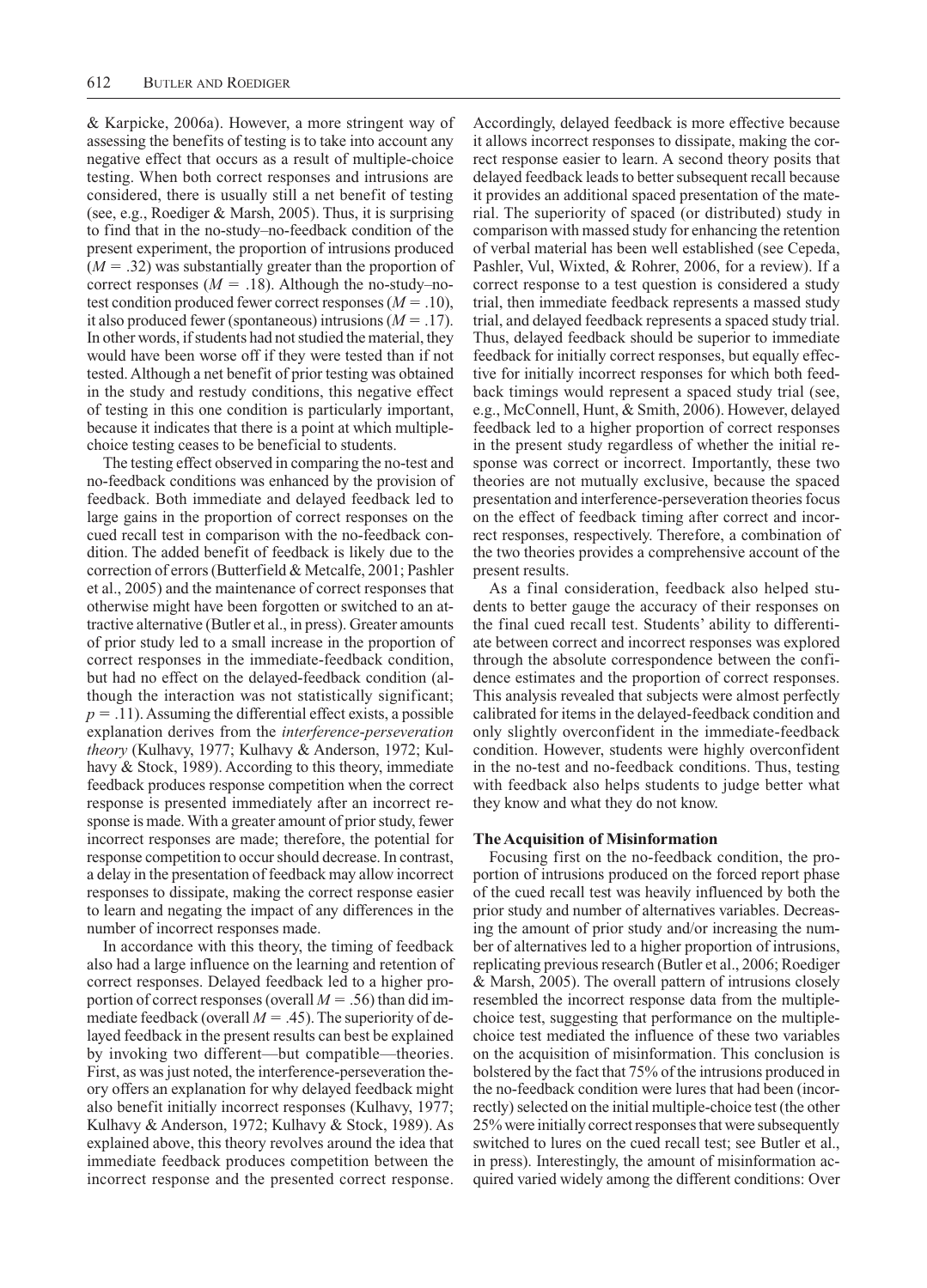& Karpicke, 2006a). However, a more stringent way of assessing the benefits of testing is to take into account any negative effect that occurs as a result of multiple-choice testing. When both correct responses and intrusions are considered, there is usually still a net benefit of testing (see, e.g., Roediger & Marsh, 2005). Thus, it is surprising to find that in the no-study–no-feedback condition of the present experiment, the proportion of intrusions produced ($M = .32$) was substantially greater than the proportion of correct responses ($M = .18$). Although the no-study–no-test condition produced fewer correct responses ($M = .10$), it also produced fewer (spontaneous) intrusions ($M = .17$). In other words, if students had not studied the material, they would have been worse off if they were tested than if not tested. Although a net benefit of prior testing was obtained in the study and restudy conditions, this negative effect of testing in this one condition is particularly important, because it indicates that there is a point at which multiple-choice testing ceases to be beneficial to students.

The testing effect observed in comparing the no-test and no-feedback conditions was enhanced by the provision of feedback. Both immediate and delayed feedback led to large gains in the proportion of correct responses on the cued recall test in comparison with the no-feedback condition. The added benefit of feedback is likely due to the correction of errors (Butterfield & Metcalfe, 2001; Pashler et al., 2005) and the maintenance of correct responses that otherwise might have been forgotten or switched to an attractive alternative (Butler et al., in press). Greater amounts of prior study led to a small increase in the proportion of correct responses in the immediate-feedback condition, but had no effect on the delayed-feedback condition (although the interaction was not statistically significant; $p = .11$). Assuming the differential effect exists, a possible explanation derives from the *interference-perseveration theory* (Kulhavy, 1977; Kulhavy & Anderson, 1972; Kulhavy & Stock, 1989). According to this theory, immediate feedback produces response competition when the correct response is presented immediately after an incorrect response is made. With a greater amount of prior study, fewer incorrect responses are made; therefore, the potential for response competition to occur should decrease. In contrast, a delay in the presentation of feedback may allow incorrect responses to dissipate, making the correct response easier to learn and negating the impact of any differences in the number of incorrect responses made.

In accordance with this theory, the timing of feedback also had a large influence on the learning and retention of correct responses. Delayed feedback led to a higher proportion of correct responses (overall $M = .56$) than did immediate feedback (overall $M = .45$). The superiority of delayed feedback in the present results can best be explained by invoking two different—but compatible—theories. First, as was just noted, the interference-perseveration theory offers an explanation for why delayed feedback might also benefit initially incorrect responses (Kulhavy, 1977; Kulhavy & Anderson, 1972; Kulhavy & Stock, 1989). As explained above, this theory revolves around the idea that immediate feedback produces competition between the incorrect response and the presented correct response. Accordingly, delayed feedback is more effective because it allows incorrect responses to dissipate, making the correct response easier to learn. A second theory posits that delayed feedback leads to better subsequent recall because it provides an additional spaced presentation of the material. The superiority of spaced (or distributed) study in comparison with massed study for enhancing the retention of verbal material has been well established (see Cepeda, Pashler, Vul, Wixted, & Rohrer, 2006, for a review). If a correct response to a test question is considered a study trial, then immediate feedback represents a massed study trial, and delayed feedback represents a spaced study trial. Thus, delayed feedback should be superior to immediate feedback for initially correct responses, but equally effective for initially incorrect responses for which both feedback timings would represent a spaced study trial (see, e.g., McConnell, Hunt, & Smith, 2006). However, delayed feedback led to a higher proportion of correct responses in the present study regardless of whether the initial response was correct or incorrect. Importantly, these two theories are not mutually exclusive, because the spaced presentation and interference-perseveration theories focus on the effect of feedback timing after correct and incorrect responses, respectively. Therefore, a combination of the two theories provides a comprehensive account of the present results.

As a final consideration, feedback also helped students to better gauge the accuracy of their responses on the final cued recall test. Students' ability to differentiate between correct and incorrect responses was explored through the absolute correspondence between the confidence estimates and the proportion of correct responses. This analysis revealed that subjects were almost perfectly calibrated for items in the delayed-feedback condition and only slightly overconfident in the immediate-feedback condition. However, students were highly overconfident in the no-test and no-feedback conditions. Thus, testing with feedback also helps students to judge better what they know and what they do not know.

### The Acquisition of Misinformation

Focusing first on the no-feedback condition, the proportion of intrusions produced on the forced report phase of the cued recall test was heavily influenced by both the prior study and number of alternatives variables. Decreasing the amount of prior study and/or increasing the number of alternatives led to a higher proportion of intrusions, replicating previous research (Butler et al., 2006; Roediger & Marsh, 2005). The overall pattern of intrusions closely resembled the incorrect response data from the multiple-choice test, suggesting that performance on the multiple-choice test mediated the influence of these two variables on the acquisition of misinformation. This conclusion is bolstered by the fact that 75% of the intrusions produced in the no-feedback condition were lures that had been (incorrectly) selected on the initial multiple-choice test (the other 25% were initially correct responses that were subsequently switched to lures on the cued recall test; see Butler et al., in press). Interestingly, the amount of misinformation acquired varied widely among the different conditions: Over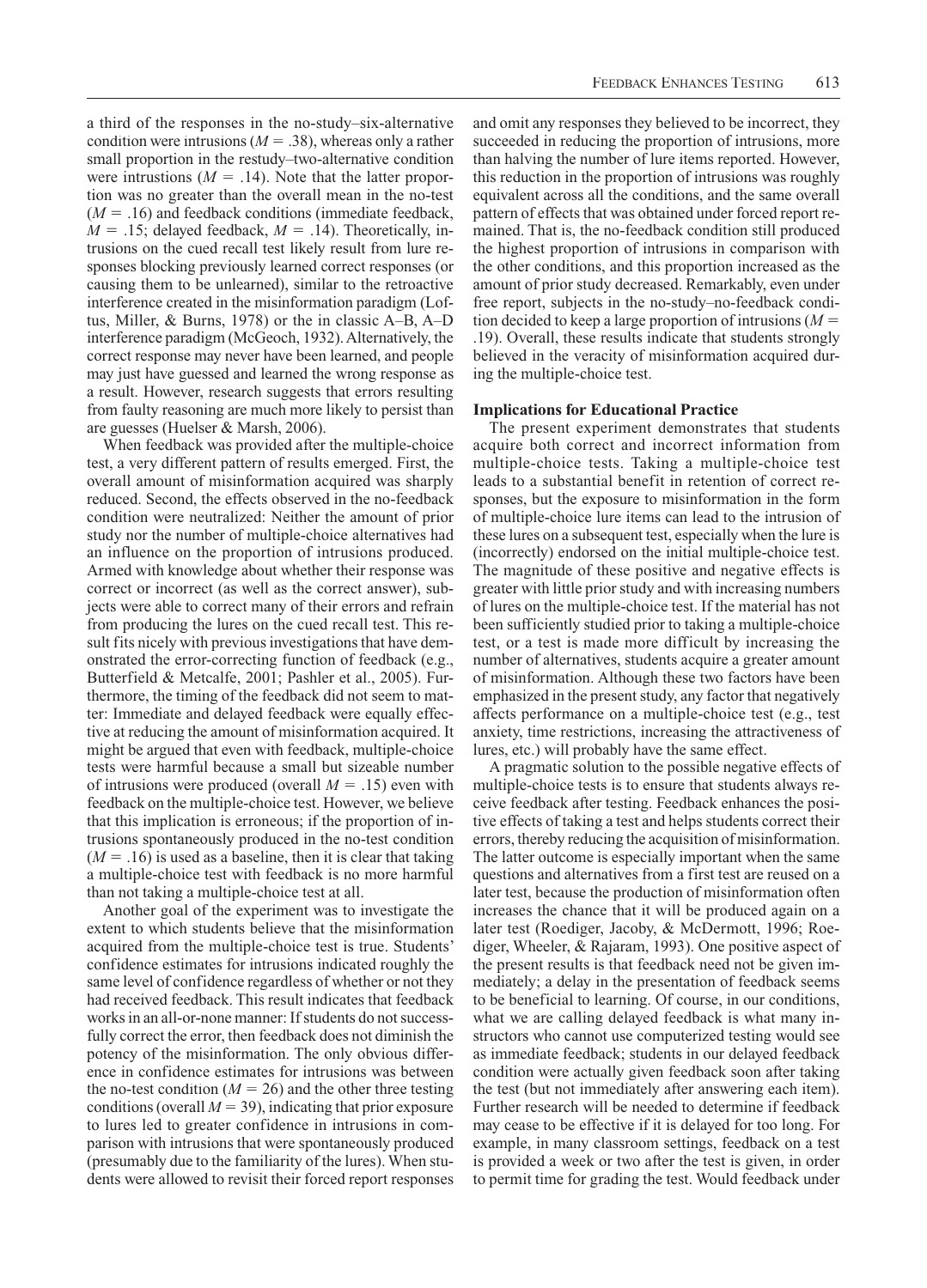a third of the responses in the no-study–six-alternative condition were intrusions ($M = .38$), whereas only a rather small proportion in the restudy–two-alternative condition were intrustions ($M = .14$). Note that the latter proportion was no greater than the overall mean in the no-test ($M = .16$) and feedback conditions (immediate feedback, $M = .15$; delayed feedback, $M = .14$). Theoretically, intrusions on the cued recall test likely result from lure responses blocking previously learned correct responses (or causing them to be unlearned), similar to the retroactive interference created in the misinformation paradigm (Loftus, Miller, & Burns, 1978) or the in classic A–B, A–D interference paradigm (McGeoch, 1932). Alternatively, the correct response may never have been learned, and people may just have guessed and learned the wrong response as a result. However, research suggests that errors resulting from faulty reasoning are much more likely to persist than are guesses (Huelser & Marsh, 2006).

When feedback was provided after the multiple-choice test, a very different pattern of results emerged. First, the overall amount of misinformation acquired was sharply reduced. Second, the effects observed in the no-feedback condition were neutralized: Neither the amount of prior study nor the number of multiple-choice alternatives had an influence on the proportion of intrusions produced. Armed with knowledge about whether their response was correct or incorrect (as well as the correct answer), subjects were able to correct many of their errors and refrain from producing the lures on the cued recall test. This result fits nicely with previous investigations that have demonstrated the error-correcting function of feedback (e.g., Butterfield & Metcalfe, 2001; Pashler et al., 2005). Furthermore, the timing of the feedback did not seem to matter: Immediate and delayed feedback were equally effective at reducing the amount of misinformation acquired. It might be argued that even with feedback, multiple-choice tests were harmful because a small but sizeable number of intrusions were produced (overall $M = .15$) even with feedback on the multiple-choice test. However, we believe that this implication is erroneous; if the proportion of intrusions spontaneously produced in the no-test condition ($M = .16$) is used as a baseline, then it is clear that taking a multiple-choice test with feedback is no more harmful than not taking a multiple-choice test at all.

Another goal of the experiment was to investigate the extent to which students believe that the misinformation acquired from the multiple-choice test is true. Students' confidence estimates for intrusions indicated roughly the same level of confidence regardless of whether or not they had received feedback. This result indicates that feedback works in an all-or-none manner: If students do not successfully correct the error, then feedback does not diminish the potency of the misinformation. The only obvious difference in confidence estimates for intrusions was between the no-test condition ($M = 26$) and the other three testing conditions (overall $M = 39$), indicating that prior exposure to lures led to greater confidence in intrusions in comparison with intrusions that were spontaneously produced (presumably due to the familiarity of the lures). When students were allowed to revisit their forced report responses and omit any responses they believed to be incorrect, they succeeded in reducing the proportion of intrusions, more than halving the number of lure items reported. However, this reduction in the proportion of intrusions was roughly equivalent across all the conditions, and the same overall pattern of effects that was obtained under forced report remained. That is, the no-feedback condition still produced the highest proportion of intrusions in comparison with the other conditions, and this proportion increased as the amount of prior study decreased. Remarkably, even under free report, subjects in the no-study–no-feedback condition decided to keep a large proportion of intrusions ($M = .19$). Overall, these results indicate that students strongly believed in the veracity of misinformation acquired during the multiple-choice test.

### Implications for Educational Practice

The present experiment demonstrates that students acquire both correct and incorrect information from multiple-choice tests. Taking a multiple-choice test leads to a substantial benefit in retention of correct responses, but the exposure to misinformation in the form of multiple-choice lure items can lead to the intrusion of these lures on a subsequent test, especially when the lure is (incorrectly) endorsed on the initial multiple-choice test. The magnitude of these positive and negative effects is greater with little prior study and with increasing numbers of lures on the multiple-choice test. If the material has not been sufficiently studied prior to taking a multiple-choice test, or a test is made more difficult by increasing the number of alternatives, students acquire a greater amount of misinformation. Although these two factors have been emphasized in the present study, any factor that negatively affects performance on a multiple-choice test (e.g., test anxiety, time restrictions, increasing the attractiveness of lures, etc.) will probably have the same effect.

A pragmatic solution to the possible negative effects of multiple-choice tests is to ensure that students always receive feedback after testing. Feedback enhances the positive effects of taking a test and helps students correct their errors, thereby reducing the acquisition of misinformation. The latter outcome is especially important when the same questions and alternatives from a first test are reused on a later test, because the production of misinformation often increases the chance that it will be produced again on a later test (Roediger, Jacoby, & McDermott, 1996; Roediger, Wheeler, & Rajaram, 1993). One positive aspect of the present results is that feedback need not be given immediately; a delay in the presentation of feedback seems to be beneficial to learning. Of course, in our conditions, what we are calling delayed feedback is what many instructors who cannot use computerized testing would see as immediate feedback; students in our delayed feedback condition were actually given feedback soon after taking the test (but not immediately after answering each item). Further research will be needed to determine if feedback may cease to be effective if it is delayed for too long. For example, in many classroom settings, feedback on a test is provided a week or two after the test is given, in order to permit time for grading the test. Would feedback under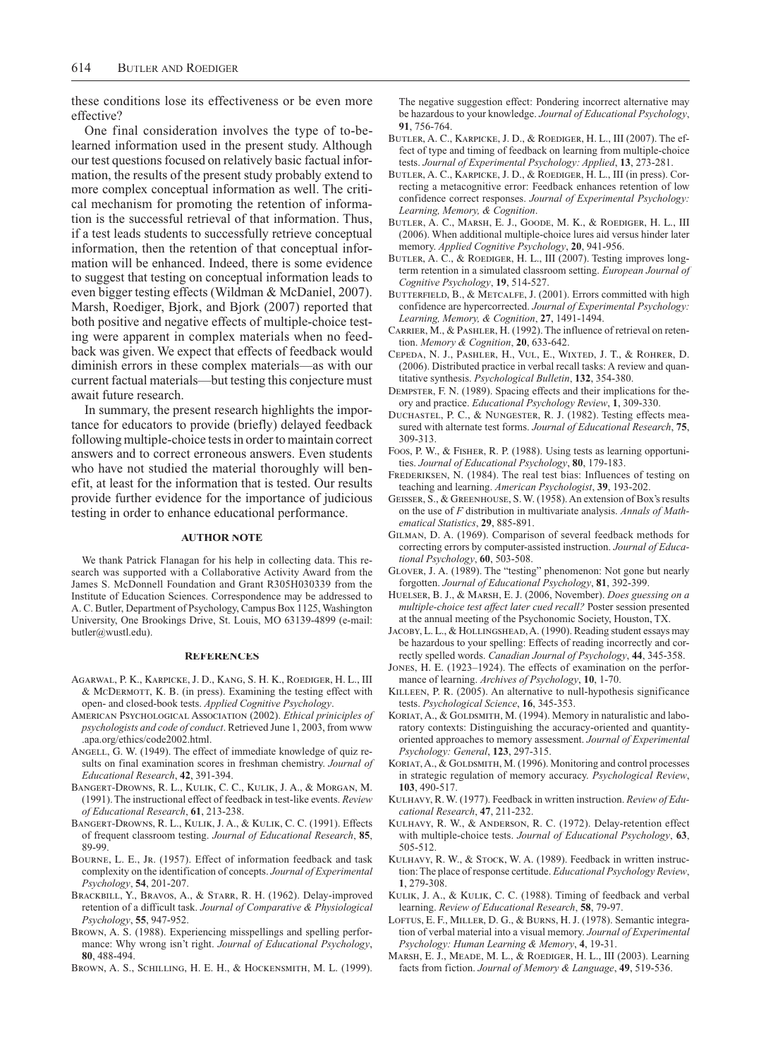these conditions lose its effectiveness or be even more effective?

One final consideration involves the type of to-be-learned information used in the present study. Although our test questions focused on relatively basic factual information, the results of the present study probably extend to more complex conceptual information as well. The critical mechanism for promoting the retention of information is the successful retrieval of that information. Thus, if a test leads students to successfully retrieve conceptual information, then the retention of that conceptual information will be enhanced. Indeed, there is some evidence to suggest that testing on conceptual information leads to even bigger testing effects (Wildman & McDaniel, 2007). Marsh, Roediger, Bjork, and Bjork (2007) reported that both positive and negative effects of multiple-choice testing were apparent in complex materials when no feedback was given. We expect that effects of feedback would diminish errors in these complex materials—as with our current factual materials—but testing this conjecture must await future research.

In summary, the present research highlights the importance for educators to provide (briefly) delayed feedback following multiple-choice tests in order to maintain correct answers and to correct erroneous answers. Even students who have not studied the material thoroughly will benefit, at least for the information that is tested. Our results provide further evidence for the importance of judicious testing in order to enhance educational performance.

## AUTHOR NOTE

We thank Patrick Flanagan for his help in collecting data. This research was supported with a Collaborative Activity Award from the James S. McDonnell Foundation and Grant R305H030339 from the Institute of Education Sciences. Correspondence may be addressed to A. C. Butler, Department of Psychology, Campus Box 1125, Washington University, One Brookings Drive, St. Louis, MO 63139-4899 (e-mail: butler@wustl.edu).

## REFERENCES

Agarwal, P. K., Karpicke, J. D., Kang, S. H. K., Roediger, H. L., III & McDermott, K. B. (in press). Examining the testing effect with open- and closed-book tests. *Applied Cognitive Psychology*.

American Psychological Association (2002). *Ethical priniciples of psychologists and code of conduct*. Retrieved June 1, 2003, from www.apa.org/ethics/code2002.html.

Angell, G. W. (1949). The effect of immediate knowledge of quiz results on final examination scores in freshman chemistry. *Journal of Educational Research*, **42**, 391-394.

Bangert-Drowns, R. L., Kulik, C. C., Kulik, J. A., & Morgan, M. (1991). The instructional effect of feedback in test-like events. *Review of Educational Research*, **61**, 213-238.

Bangert-Drowns, R. L., Kulik, J. A., & Kulik, C. C. (1991). Effects of frequent classroom testing. *Journal of Educational Research*, **85**, 89-99.

Bourne, L. E., Jr. (1957). Effect of information feedback and task complexity on the identification of concepts. *Journal of Experimental Psychology*, **54**, 201-207.

Brackbill, Y., Bravos, A., & Starr, R. H. (1962). Delay-improved retention of a difficult task. *Journal of Comparative & Physiological Psychology*, **55**, 947-952.

Brown, A. S. (1988). Experiencing misspellings and spelling performance: Why wrong isn't right. *Journal of Educational Psychology*, **80**, 488-494.

Brown, A. S., Schilling, H. E. H., & Hockensmith, M. L. (1999). The negative suggestion effect: Pondering incorrect alternative may be hazardous to your knowledge. *Journal of Educational Psychology*, **91**, 756-764.

Butler, A. C., Karpicke, J. D., & Roediger, H. L., III (2007). The effect of type and timing of feedback on learning from multiple-choice tests. *Journal of Experimental Psychology: Applied*, **13**, 273-281.

Butler, A. C., Karpicke, J. D., & Roediger, H. L., III (in press). Correcting a metacognitive error: Feedback enhances retention of low confidence correct responses. *Journal of Experimental Psychology: Learning, Memory, & Cognition*.

Butler, A. C., Marsh, E. J., Goode, M. K., & Roediger, H. L., III (2006). When additional multiple-choice lures aid versus hinder later memory. *Applied Cognitive Psychology*, **20**, 941-956.

Butler, A. C., & Roediger, H. L., III (2007). Testing improves long-term retention in a simulated classroom setting. *European Journal of Cognitive Psychology*, **19**, 514-527.

Butterfield, B., & Metcalfe, J. (2001). Errors committed with high confidence are hypercorrected. *Journal of Experimental Psychology: Learning, Memory, & Cognition*, **27**, 1491-1494.

Carrier, M., & Pashler, H. (1992). The influence of retrieval on retention. *Memory & Cognition*, **20**, 633-642.

Cepeda, N. J., Pashler, H., Vul, E., Wixted, J. T., & Rohrer, D. (2006). Distributed practice in verbal recall tasks: A review and quantitative synthesis. *Psychological Bulletin*, **132**, 354-380.

Dempster, F. N. (1989). Spacing effects and their implications for theory and practice. *Educational Psychology Review*, **1**, 309-330.

Duchastel, P. C., & Nungester, R. J. (1982). Testing effects measured with alternate test forms. *Journal of Educational Research*, **75**, 309-313.

Foos, P. W., & Fisher, R. P. (1988). Using tests as learning opportunities. *Journal of Educational Psychology*, **80**, 179-183.

Frederiksen, N. (1984). The real test bias: Influences of testing on teaching and learning. *American Psychologist*, **39**, 193-202.

Geisser, S., & Greenhouse, S. W. (1958). An extension of Box's results on the use of *F* distribution in multivariate analysis. *Annals of Mathematical Statistics*, **29**, 885-891.

Gilman, D. A. (1969). Comparison of several feedback methods for correcting errors by computer-assisted instruction. *Journal of Educational Psychology*, **60**, 503-508.

Glover, J. A. (1989). The "testing" phenomenon: Not gone but nearly forgotten. *Journal of Educational Psychology*, **81**, 392-399.

Huelser, B. J., & Marsh, E. J. (2006, November). *Does guessing on a multiple-choice test affect later cued recall?* Poster session presented at the annual meeting of the Psychonomic Society, Houston, TX.

Jacoby, L. L., & Hollingshead, A. (1990). Reading student essays may be hazardous to your spelling: Effects of reading incorrectly and correctly spelled words. *Canadian Journal of Psychology*, **44**, 345-358.

Jones, H. E. (1923–1924). The effects of examination on the performance of learning. *Archives of Psychology*, **10**, 1-70.

Killeen, P. R. (2005). An alternative to null-hypothesis significance tests. *Psychological Science*, **16**, 345-353.

Koriat, A., & Goldsmith, M. (1994). Memory in naturalistic and laboratory contexts: Distinguishing the accuracy-oriented and quantity-oriented approaches to memory assessment. *Journal of Experimental Psychology: General*, **123**, 297-315.

Koriat, A., & Goldsmith, M. (1996). Monitoring and control processes in strategic regulation of memory accuracy. *Psychological Review*, **103**, 490-517.

Kulhavy, R. W. (1977). Feedback in written instruction. *Review of Educational Research*, **47**, 211-232.

Kulhavy, R. W., & Anderson, R. C. (1972). Delay-retention effect with multiple-choice tests. *Journal of Educational Psychology*, **63**, 505-512.

Kulhavy, R. W., & Stock, W. A. (1989). Feedback in written instruction: The place of response certitude. *Educational Psychology Review*, **1**, 279-308.

Kulik, J. A., & Kulik, C. C. (1988). Timing of feedback and verbal learning. *Review of Educational Research*, **58**, 79-97.

Loftus, E. F., Miller, D. G., & Burns, H. J. (1978). Semantic integration of verbal material into a visual memory. *Journal of Experimental Psychology: Human Learning & Memory*, **4**, 19-31.

Marsh, E. J., Meade, M. L., & Roediger, H. L., III (2003). Learning facts from fiction. *Journal of Memory & Language*, **49**, 519-536.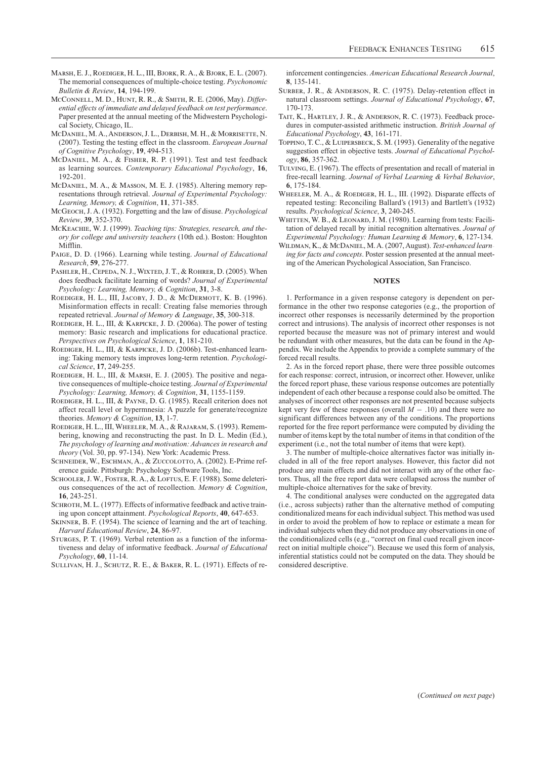Marsh, E. J., Roediger, H. L., III, Bjork, R. A., & Bjork, E. L. (2007). The memorial consequences of multiple-choice testing. *Psychonomic Bulletin & Review*, **14**, 194-199.

McConnell, M. D., Hunt, R. R., & Smith, R. E. (2006, May). *Differential effects of immediate and delayed feedback on test performance*. Paper presented at the annual meeting of the Midwestern Psychological Society, Chicago, IL.

McDaniel, M. A., Anderson, J. L., Derbish, M. H., & Morrisette, N. (2007). Testing the testing effect in the classroom. *European Journal of Cognitive Psychology*, **19**, 494-513.

McDaniel, M. A., & Fisher, R. P. (1991). Test and test feedback as learning sources. *Contemporary Educational Psychology*, **16**, 192-201.

McDaniel, M. A., & Masson, M. E. J. (1985). Altering memory representations through retrieval. *Journal of Experimental Psychology: Learning, Memory, & Cognition*, **11**, 371-385.

McGeoch, J. A. (1932). Forgetting and the law of disuse. *Psychological Review*, **39**, 352-370.

McKeachie, W. J. (1999). *Teaching tips: Strategies, research, and theory for college and university teachers* (10th ed.). Boston: Houghton Mifflin.

Paige, D. D. (1966). Learning while testing. *Journal of Educational Research*, **59**, 276-277.

Pashler, H., Cepeda, N. J., Wixted, J. T., & Rohrer, D. (2005). When does feedback facilitate learning of words? *Journal of Experimental Psychology: Learning, Memory, & Cognition*, **31**, 3-8.

Roediger, H. L., III, Jacoby, J. D., & McDermott, K. B. (1996). Misinformation effects in recall: Creating false memories through repeated retrieval. *Journal of Memory & Language*, **35**, 300-318.

Roediger, H. L., III, & Karpicke, J. D. (2006a). The power of testing memory: Basic research and implications for educational practice. *Perspectives on Psychological Science*, **1**, 181-210.

Roediger, H. L., III, & Karpicke, J. D. (2006b). Test-enhanced learning: Taking memory tests improves long-term retention. *Psychological Science*, **17**, 249-255.

Roediger, H. L., III, & Marsh, E. J. (2005). The positive and negative consequences of multiple-choice testing. *Journal of Experimental Psychology: Learning, Memory, & Cognition*, **31**, 1155-1159.

Roediger, H. L., III, & Payne, D. G. (1985). Recall criterion does not affect recall level or hypermnesia: A puzzle for generate/recognize theories. *Memory & Cognition*, **13**, 1-7.

Roediger, H. L., III, Wheeler, M. A., & Rajaram, S. (1993). Remembering, knowing and reconstructing the past. In D. L. Medin (Ed.), *The psychology of learning and motivation: Advances in research and theory* (Vol. 30, pp. 97-134). New York: Academic Press.

Schneider, W., Eschman, A., & Zuccolotto, A. (2002). E-Prime reference guide. Pittsburgh: Psychology Software Tools, Inc.

Schooler, J. W., Foster, R. A., & Loftus, E. F. (1988). Some deleterious consequences of the act of recollection. *Memory & Cognition*, **16**, 243-251.

Schroth, M. L. (1977). Effects of informative feedback and active training upon concept attainment. *Psychological Reports*, **40**, 647-653.

Skinner, B. F. (1954). The science of learning and the art of teaching. *Harvard Educational Review*, **24**, 86-97.

Sturges, P. T. (1969). Verbal retention as a function of the informativeness and delay of informative feedback. *Journal of Educational Psychology*, **60**, 11-14.

Sullivan, H. J., Schutz, R. E., & Baker, R. L. (1971). Effects of reinforcement contingencies. *American Educational Research Journal*, **8**, 135-141.

Surber, J. R., & Anderson, R. C. (1975). Delay-retention effect in natural classroom settings. *Journal of Educational Psychology*, **67**, 170-173.

Tait, K., Hartley, J. R., & Anderson, R. C. (1973). Feedback procedures in computer-assisted arithmetic instruction. *British Journal of Educational Psychology*, **43**, 161-171.

Toppino, T. C., & Luipersbeck, S. M. (1993). Generality of the negative suggestion effect in objective tests. *Journal of Educational Psychology*, **86**, 357-362.

Tulving, E. (1967). The effects of presentation and recall of material in free-recall learning. *Journal of Verbal Learning & Verbal Behavior*, **6**, 175-184.

Wheeler, M. A., & Roediger, H. L., III. (1992). Disparate effects of repeated testing: Reconciling Ballard's (1913) and Bartlett's (1932) results. *Psychological Science*, **3**, 240-245.

Whitten, W. B., & Leonard, J. M. (1980). Learning from tests: Facilitation of delayed recall by initial recognition alternatives. *Journal of Experimental Psychology: Human Learning & Memory*, **6**, 127-134.

Wildman, K., & McDaniel, M. A. (2007, August). *Test-enhanced learning for facts and concepts*. Poster session presented at the annual meeting of the American Psychological Association, San Francisco.

## NOTES

1. Performance in a given response category is dependent on performance in the other two response categories (e.g., the proportion of incorrect other responses is necessarily determined by the proportion correct and intrusions). The analysis of incorrect other responses is not reported because the measure was not of primary interest and would be redundant with other measures, but the data can be found in the Appendix. We include the Appendix to provide a complete summary of the forced recall results.

2. As in the forced report phase, there were three possible outcomes for each response: correct, intrusion, or incorrect other. However, unlike the forced report phase, these various response outcomes are potentially independent of each other because a response could also be omitted. The analyses of incorrect other responses are not presented because subjects kept very few of these responses (overall $M = .10$) and there were no significant differences between any of the conditions. The proportions reported for the free report performance were computed by dividing the number of items kept by the total number of items in that condition of the experiment (i.e., not the total number of items that were kept).

3. The number of multiple-choice alternatives factor was initially included in all of the free report analyses. However, this factor did not produce any main effects and did not interact with any of the other factors. Thus, all the free report data were collapsed across the number of multiple-choice alternatives for the sake of brevity.

4. The conditional analyses were conducted on the aggregated data (i.e., across subjects) rather than the alternative method of computing conditionalized means for each individual subject. This method was used in order to avoid the problem of how to replace or estimate a mean for individual subjects when they did not produce any observations in one of the conditionalized cells (e.g., "correct on final cued recall given incorrect on initial multiple choice"). Because we used this form of analysis, inferential statistics could not be computed on the data. They should be considered descriptive.

(*Continued on next page*)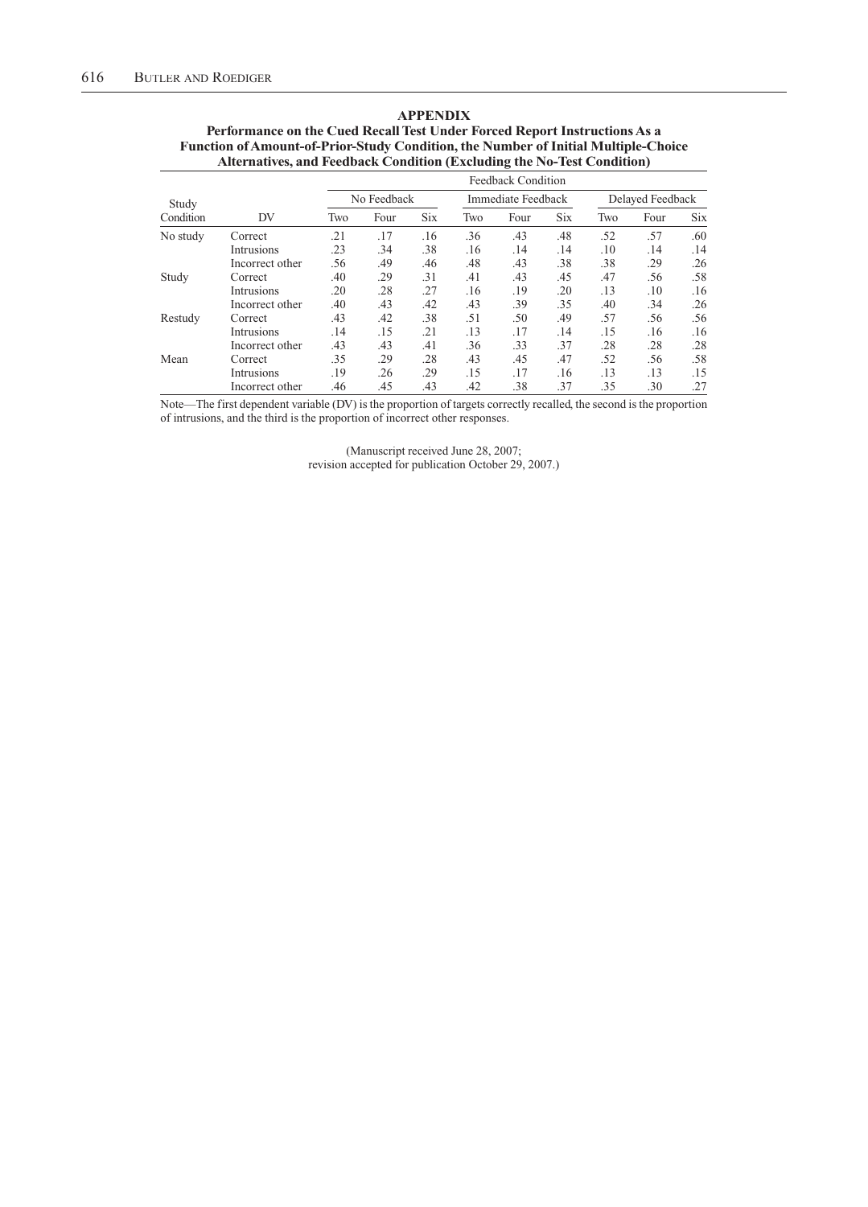## APPENDIX

**Performance on the Cued Recall Test Under Forced Report Instructions As a Function of Amount-of-Prior-Study Condition, the Number of Initial Multiple-Choice Alternatives, and Feedback Condition (Excluding the No-Test Condition)**

| | | Feedback Condition | | | | | | | | |
|---|---|---|---|---|---|---|---|---|---|---|
| | | No Feedback | | | Immediate Feedback | | | Delayed Feedback | | |
| Study Condition | DV | Two | Four | Six | Two | Four | Six | Two | Four | Six |
| No study | Correct | .21 | .17 | .16 | .36 | .43 | .48 | .52 | .57 | .60 |
| | Intrusions | .23 | .34 | .38 | .16 | .14 | .14 | .10 | .14 | .14 |
| | Incorrect other | .56 | .49 | .46 | .48 | .43 | .38 | .38 | .29 | .26 |
| Study | Correct | .40 | .29 | .31 | .41 | .43 | .45 | .47 | .56 | .58 |
| | Intrusions | .20 | .28 | .27 | .16 | .19 | .20 | .13 | .10 | .16 |
| | Incorrect other | .40 | .43 | .42 | .43 | .39 | .35 | .40 | .34 | .26 |
| Restudy | Correct | .43 | .42 | .38 | .51 | .50 | .49 | .57 | .56 | .56 |
| | Intrusions | .14 | .15 | .21 | .13 | .17 | .14 | .15 | .16 | .16 |
| | Incorrect other | .43 | .43 | .41 | .36 | .33 | .37 | .28 | .28 | .28 |
| Mean | Correct | .35 | .29 | .28 | .43 | .45 | .47 | .52 | .56 | .58 |
| | Intrusions | .19 | .26 | .29 | .15 | .17 | .16 | .13 | .13 | .15 |
| | Incorrect other | .46 | .45 | .43 | .42 | .38 | .37 | .35 | .30 | .27 |

Note—The first dependent variable (DV) is the proportion of targets correctly recalled, the second is the proportion of intrusions, and the third is the proportion of incorrect other responses.

(Manuscript received June 28, 2007;
revision accepted for publication October 29, 2007.)